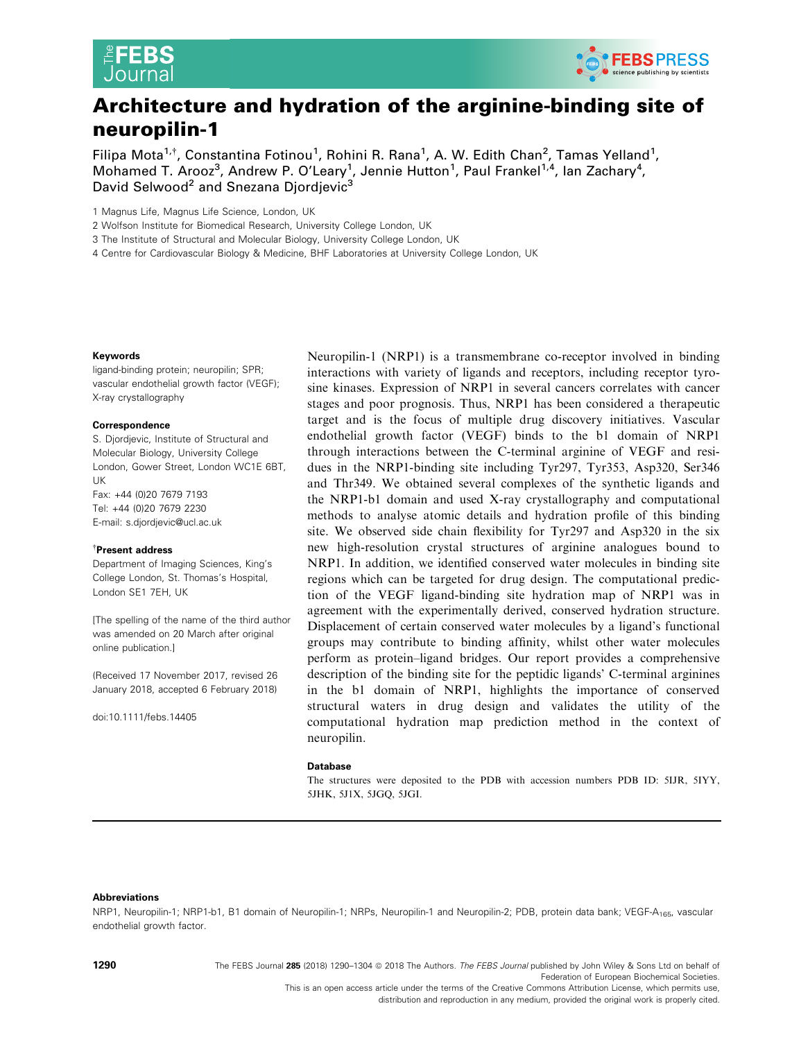# Architecture and hydration of the arginine-binding site of neuropilin-1

Filipa Mota[1,†], Constantina Fotinou[1], Rohini R. Rana[1], A. W. Edith Chan[2], Tamas Yelland[1], Mohamed T. Arooz[3], Andrew P. O'Leary[1], Jennie Hutton[1], Paul Frankel[1,4], Ian Zachary[4], David Selwood[2] and Snezana Djordjevic[3]

1 Magnus Life, Magnus Life Science, London, UK

2 Wolfson Institute for Biomedical Research, University College London, UK

3 The Institute of Structural and Molecular Biology, University College London, UK

4 Centre for Cardiovascular Biology & Medicine, BHF Laboratories at University College London, UK

**Keywords**

ligand-binding protein; neuropilin; SPR; vascular endothelial growth factor (VEGF); X-ray crystallography

**Correspondence**

S. Djordjevic, Institute of Structural and Molecular Biology, University College London, Gower Street, London WC1E 6BT, UK

Fax: +44 (0)20 7679 7193

Tel: +44 (0)20 7679 2230

E-mail: s.djordjevic@ucl.ac.uk

**†Present address**

Department of Imaging Sciences, King's College London, St. Thomas's Hospital, London SE1 7EH, UK

[The spelling of the name of the third author was amended on 20 March after original online publication.]

(Received 17 November 2017, revised 26 January 2018, accepted 6 February 2018)

doi:10.1111/febs.14405

Neuropilin-1 (NRP1) is a transmembrane co-receptor involved in binding interactions with variety of ligands and receptors, including receptor tyrosine kinases. Expression of NRP1 in several cancers correlates with cancer stages and poor prognosis. Thus, NRP1 has been considered a therapeutic target and is the focus of multiple drug discovery initiatives. Vascular endothelial growth factor (VEGF) binds to the b1 domain of NRP1 through interactions between the C-terminal arginine of VEGF and residues in the NRP1-binding site including Tyr297, Tyr353, Asp320, Ser346 and Thr349. We obtained several complexes of the synthetic ligands and the NRP1-b1 domain and used X-ray crystallography and computational methods to analyse atomic details and hydration profile of this binding site. We observed side chain flexibility for Tyr297 and Asp320 in the six new high-resolution crystal structures of arginine analogues bound to NRP1. In addition, we identified conserved water molecules in binding site regions which can be targeted for drug design. The computational prediction of the VEGF ligand-binding site hydration map of NRP1 was in agreement with the experimentally derived, conserved hydration structure. Displacement of certain conserved water molecules by a ligand's functional groups may contribute to binding affinity, whilst other water molecules perform as protein–ligand bridges. Our report provides a comprehensive description of the binding site for the peptidic ligands' C-terminal arginines in the b1 domain of NRP1, highlights the importance of conserved structural waters in drug design and validates the utility of the computational hydration map prediction method in the context of neuropilin.

**Database**

The structures were deposited to the PDB with accession numbers PDB ID: 5IJR, 5IYY, 5JHK, 5J1X, 5JGQ, 5JGI.

**Abbreviations**

NRP1, Neuropilin-1; NRP1-b1, B1 domain of Neuropilin-1; NRPs, Neuropilin-1 and Neuropilin-2; PDB, protein data bank; VEGF-$A_{165}$, vascular endothelial growth factor.

This is an open access article under the terms of the Creative Commons Attribution License, which permits use, distribution and reproduction in any medium, provided the original work is properly cited.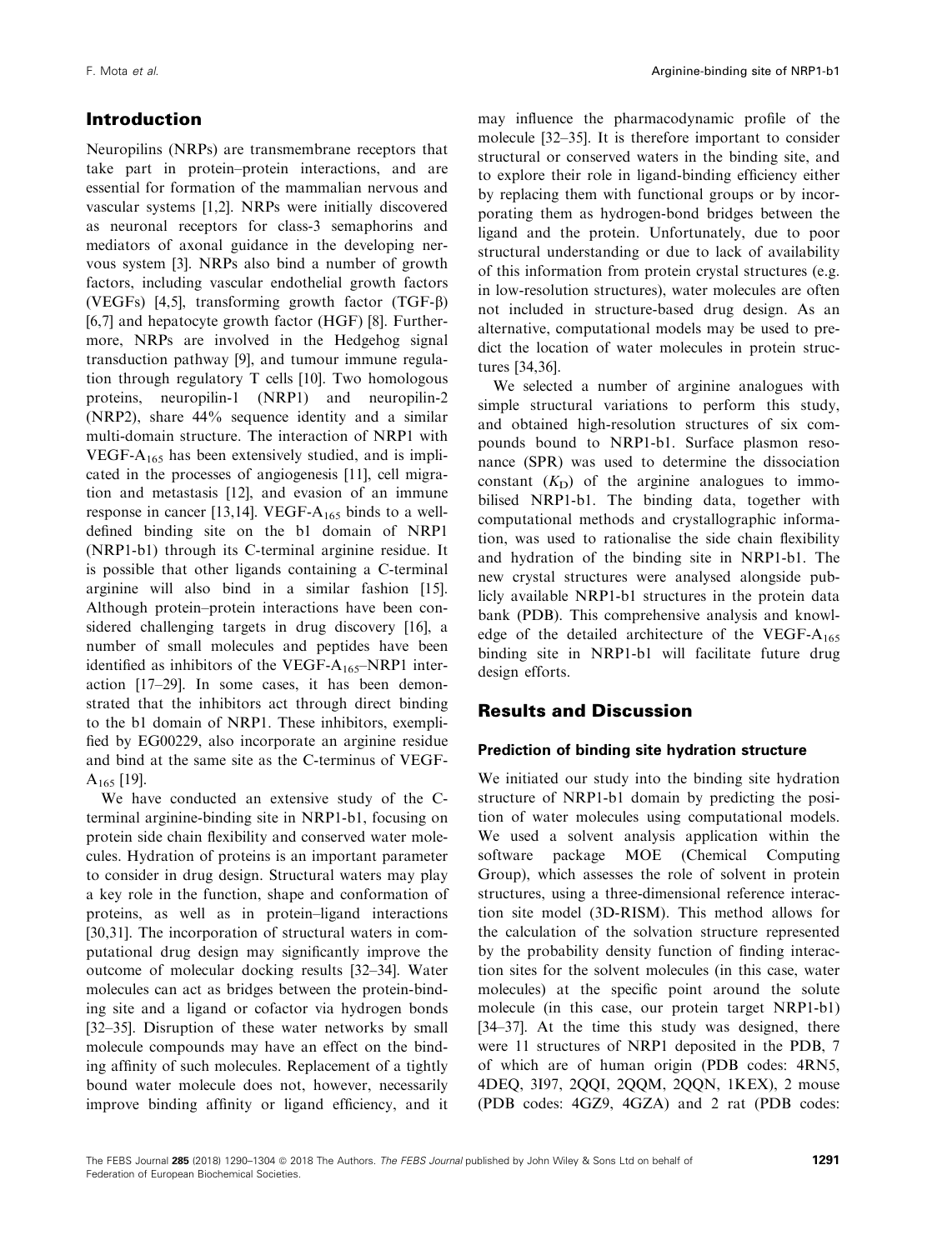## Introduction

Neuropilins (NRPs) are transmembrane receptors that take part in protein–protein interactions, and are essential for formation of the mammalian nervous and vascular systems [1,2]. NRPs were initially discovered as neuronal receptors for class-3 semaphorins and mediators of axonal guidance in the developing nervous system [3]. NRPs also bind a number of growth factors, including vascular endothelial growth factors (VEGFs) [4,5], transforming growth factor (TGF-β) [6,7] and hepatocyte growth factor (HGF) [8]. Furthermore, NRPs are involved in the Hedgehog signal transduction pathway [9], and tumour immune regulation through regulatory T cells [10]. Two homologous proteins, neuropilin-1 (NRP1) and neuropilin-2 (NRP2), share 44% sequence identity and a similar multi-domain structure. The interaction of NRP1 with VEGF-$A_{165}$ has been extensively studied, and is implicated in the processes of angiogenesis [11], cell migration and metastasis [12], and evasion of an immune response in cancer [13,14]. VEGF-$A_{165}$ binds to a well-defined binding site on the b1 domain of NRP1 (NRP1-b1) through its C-terminal arginine residue. It is possible that other ligands containing a C-terminal arginine will also bind in a similar fashion [15]. Although protein–protein interactions have been considered challenging targets in drug discovery [16], a number of small molecules and peptides have been identified as inhibitors of the VEGF-$A_{165}$–NRP1 interaction [17–29]. In some cases, it has been demonstrated that the inhibitors act through direct binding to the b1 domain of NRP1. These inhibitors, exemplified by EG00229, also incorporate an arginine residue and bind at the same site as the C-terminus of VEGF-$A_{165}$ [19].

We have conducted an extensive study of the C-terminal arginine-binding site in NRP1-b1, focusing on protein side chain flexibility and conserved water molecules. Hydration of proteins is an important parameter to consider in drug design. Structural waters may play a key role in the function, shape and conformation of proteins, as well as in protein–ligand interactions [30,31]. The incorporation of structural waters in computational drug design may significantly improve the outcome of molecular docking results [32–34]. Water molecules can act as bridges between the protein-binding site and a ligand or cofactor via hydrogen bonds [32–35]. Disruption of these water networks by small molecule compounds may have an effect on the binding affinity of such molecules. Replacement of a tightly bound water molecule does not, however, necessarily improve binding affinity or ligand efficiency, and it may influence the pharmacodynamic profile of the molecule [32–35]. It is therefore important to consider structural or conserved waters in the binding site, and to explore their role in ligand-binding efficiency either by replacing them with functional groups or by incorporating them as hydrogen-bond bridges between the ligand and the protein. Unfortunately, due to poor structural understanding or due to lack of availability of this information from protein crystal structures (e.g. in low-resolution structures), water molecules are often not included in structure-based drug design. As an alternative, computational models may be used to predict the location of water molecules in protein structures [34,36].

We selected a number of arginine analogues with simple structural variations to perform this study, and obtained high-resolution structures of six compounds bound to NRP1-b1. Surface plasmon resonance (SPR) was used to determine the dissociation constant ($K_D$) of the arginine analogues to immobilised NRP1-b1. The binding data, together with computational methods and crystallographic information, was used to rationalise the side chain flexibility and hydration of the binding site in NRP1-b1. The new crystal structures were analysed alongside publicly available NRP1-b1 structures in the protein data bank (PDB). This comprehensive analysis and knowledge of the detailed architecture of the VEGF-$A_{165}$ binding site in NRP1-b1 will facilitate future drug design efforts.

## Results and Discussion

### Prediction of binding site hydration structure

We initiated our study into the binding site hydration structure of NRP1-b1 domain by predicting the position of water molecules using computational models. We used a solvent analysis application within the software package MOE (Chemical Computing Group), which assesses the role of solvent in protein structures, using a three-dimensional reference interaction site model (3D-RISM). This method allows for the calculation of the solvation structure represented by the probability density function of finding interaction sites for the solvent molecules (in this case, water molecules) at the specific point around the solute molecule (in this case, our protein target NRP1-b1) [34–37]. At the time this study was designed, there were 11 structures of NRP1 deposited in the PDB, 7 of which are of human origin (PDB codes: 4RN5, 4DEQ, 3I97, 2QQI, 2QQM, 2QQN, 1KEX), 2 mouse (PDB codes: 4GZ9, 4GZA) and 2 rat (PDB codes: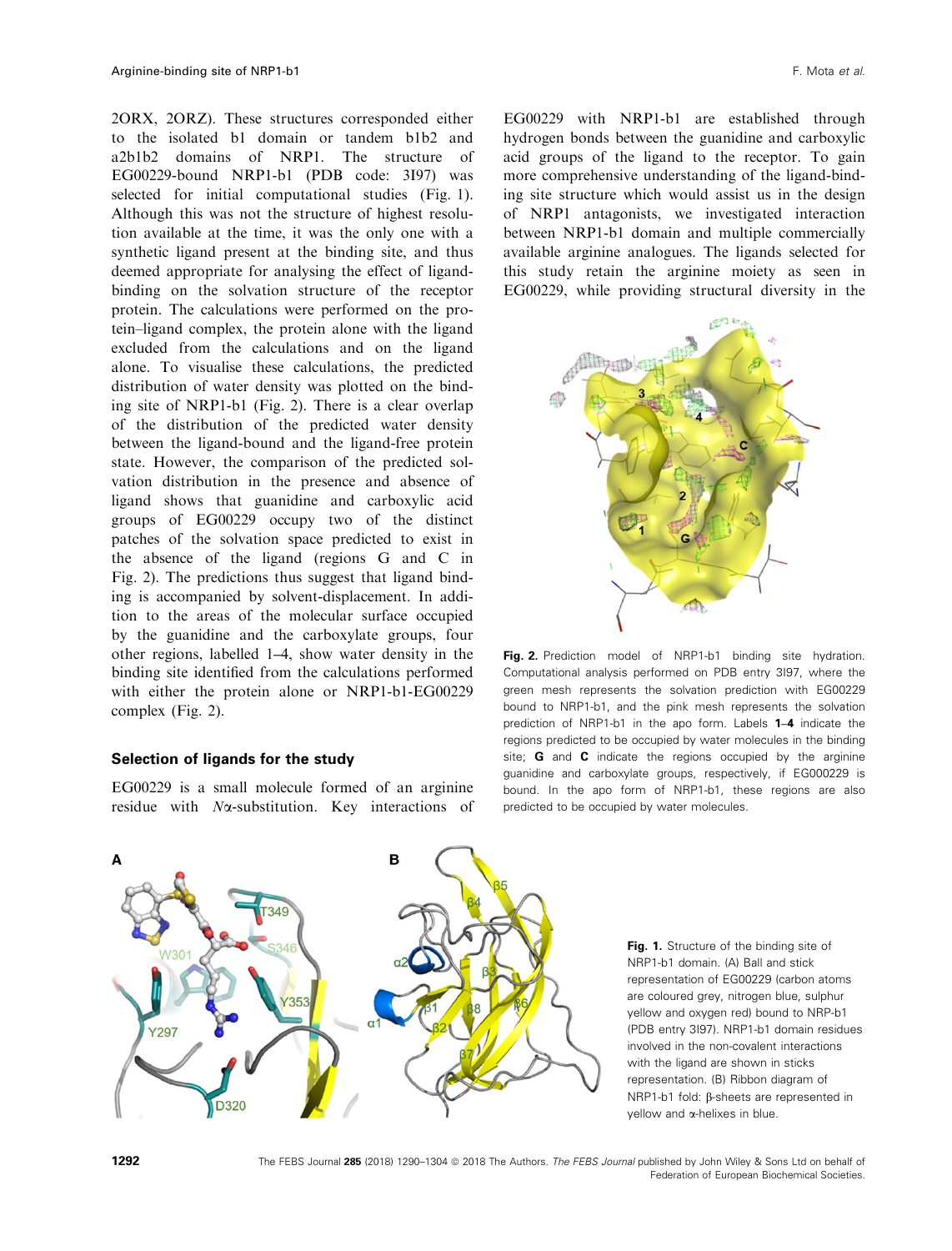2ORX, 2ORZ). These structures corresponded either to the isolated b1 domain or tandem b1b2 and a2b1b2 domains of NRP1. The structure of EG00229-bound NRP1-b1 (PDB code: 3I97) was selected for initial computational studies (Fig. 1). Although this was not the structure of highest resolution available at the time, it was the only one with a synthetic ligand present at the binding site, and thus deemed appropriate for analysing the effect of ligand-binding on the solvation structure of the receptor protein. The calculations were performed on the protein–ligand complex, the protein alone with the ligand excluded from the calculations and on the ligand alone. To visualise these calculations, the predicted distribution of water density was plotted on the binding site of NRP1-b1 (Fig. 2). There is a clear overlap of the distribution of the predicted water density between the ligand-bound and the ligand-free protein state. However, the comparison of the predicted solvation distribution in the presence and absence of ligand shows that guanidine and carboxylic acid groups of EG00229 occupy two of the distinct patches of the solvation space predicted to exist in the absence of the ligand (regions G and C in Fig. 2). The predictions thus suggest that ligand binding is accompanied by solvent-displacement. In addition to the areas of the molecular surface occupied by the guanidine and the carboxylate groups, four other regions, labelled 1–4, show water density in the binding site identified from the calculations performed with either the protein alone or NRP1-b1-EG00229 complex (Fig. 2).

## Selection of ligands for the study

EG00229 is a small molecule formed of an arginine residue with *N*α-substitution. Key interactions of EG00229 with NRP1-b1 are established through hydrogen bonds between the guanidine and carboxylic acid groups of the ligand to the receptor. To gain more comprehensive understanding of the ligand-binding site structure which would assist us in the design of NRP1 antagonists, we investigated interaction between NRP1-b1 domain and multiple commercially available arginine analogues. The ligands selected for this study retain the arginine moiety as seen in EG00229, while providing structural diversity in the

**Fig. 2.** Prediction model of NRP1-b1 binding site hydration. Computational analysis performed on PDB entry 3I97, where the green mesh represents the solvation prediction with EG00229 bound to NRP1-b1, and the pink mesh represents the solvation prediction of NRP1-b1 in the apo form. Labels **1**–**4** indicate the regions predicted to be occupied by water molecules in the binding site; **G** and **C** indicate the regions occupied by the arginine guanidine and carboxylate groups, respectively, if EG000229 is bound. In the apo form of NRP1-b1, these regions are also predicted to be occupied by water molecules.

**Fig. 1.** Structure of the binding site of NRP1-b1 domain. (A) Ball and stick representation of EG00229 (carbon atoms are coloured grey, nitrogen blue, sulphur yellow and oxygen red) bound to NRP-b1 (PDB entry 3I97). NRP1-b1 domain residues involved in the non-covalent interactions with the ligand are shown in sticks representation. (B) Ribbon diagram of NRP1-b1 fold: β-sheets are represented in yellow and α-helices in blue.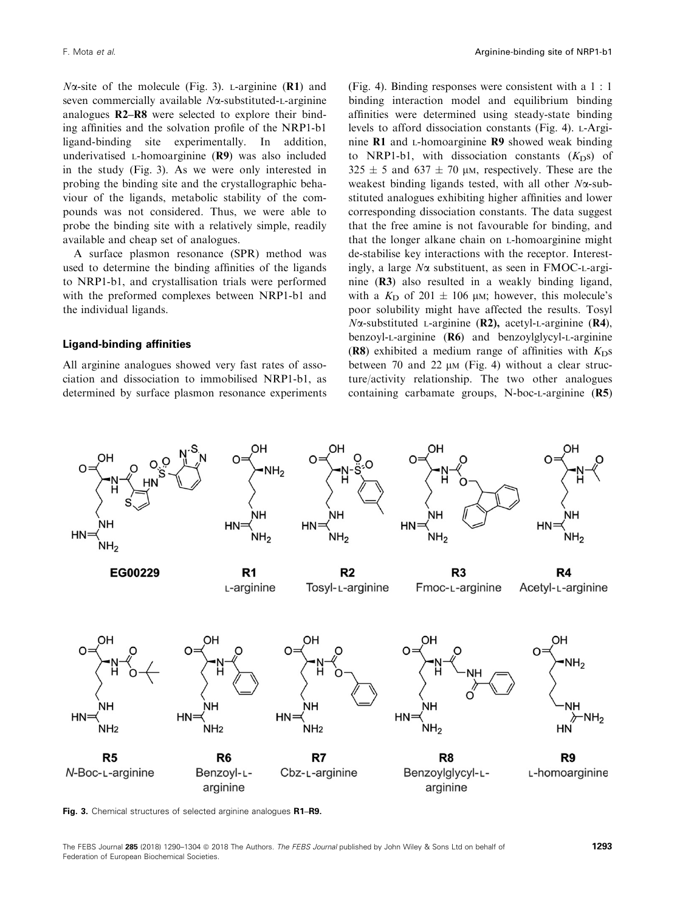*N*α-site of the molecule (Fig. 3). L-arginine (**R1**) and seven commercially available *N*α-substituted-L-arginine analogues **R2–R8** were selected to explore their binding affinities and the solvation profile of the NRP1-b1 ligand-binding site experimentally. In addition, underivatised L-homoarginine (**R9**) was also included in the study (Fig. 3). As we were only interested in probing the binding site and the crystallographic behaviour of the ligands, metabolic stability of the compounds was not considered. Thus, we were able to probe the binding site with a relatively simple, readily available and cheap set of analogues.

A surface plasmon resonance (SPR) method was used to determine the binding affinities of the ligands to NRP1-b1, and crystallisation trials were performed with the preformed complexes between NRP1-b1 and the individual ligands.

### Ligand-binding affinities

All arginine analogues showed very fast rates of association and dissociation to immobilised NRP1-b1, as determined by surface plasmon resonance experiments (Fig. 4). Binding responses were consistent with a 1 : 1 binding interaction model and equilibrium binding affinities were determined using steady-state binding levels to afford dissociation constants (Fig. 4). L-Arginine **R1** and L-homoarginine **R9** showed weak binding to NRP1-b1, with dissociation constants ($K_D$s) of $325 \pm 5$ and $637 \pm 70$ μM, respectively. These are the weakest binding ligands tested, with all other *N*α-substituted analogues exhibiting higher affinities and lower corresponding dissociation constants. The data suggest that the free amine is not favourable for binding, and that the longer alkane chain on L-homoarginine might de-stabilise key interactions with the receptor. Interestingly, a large *N*α substituent, as seen in FMOC-L-arginine (**R3**) also resulted in a weakly binding ligand, with a $K_D$ of $201 \pm 106$ μM; however, this molecule's poor solubility might have affected the results. Tosyl *N*α-substituted L-arginine (**R2**), acetyl-L-arginine (**R4**), benzoyl-L-arginine (**R6**) and benzoylglycyl-L-arginine (**R8**) exhibited a medium range of affinities with $K_D$s between 70 and 22 μM (Fig. 4) without a clear structure/activity relationship. The two other analogues containing carbamate groups, N-boc-L-arginine (**R5**)

EG00229 | R1 L-arginine | R2 Tosyl-L-arginine | R3 Fmoc-L-arginine | R4 Acetyl-L-arginine | R5 *N*-Boc-L-arginine | R6 Benzoyl-L-arginine | R7 Cbz-L-arginine | R8 Benzoylglycyl-L-arginine | R9 L-homoarginine

**Fig. 3.** Chemical structures of selected arginine analogues **R1–R9**.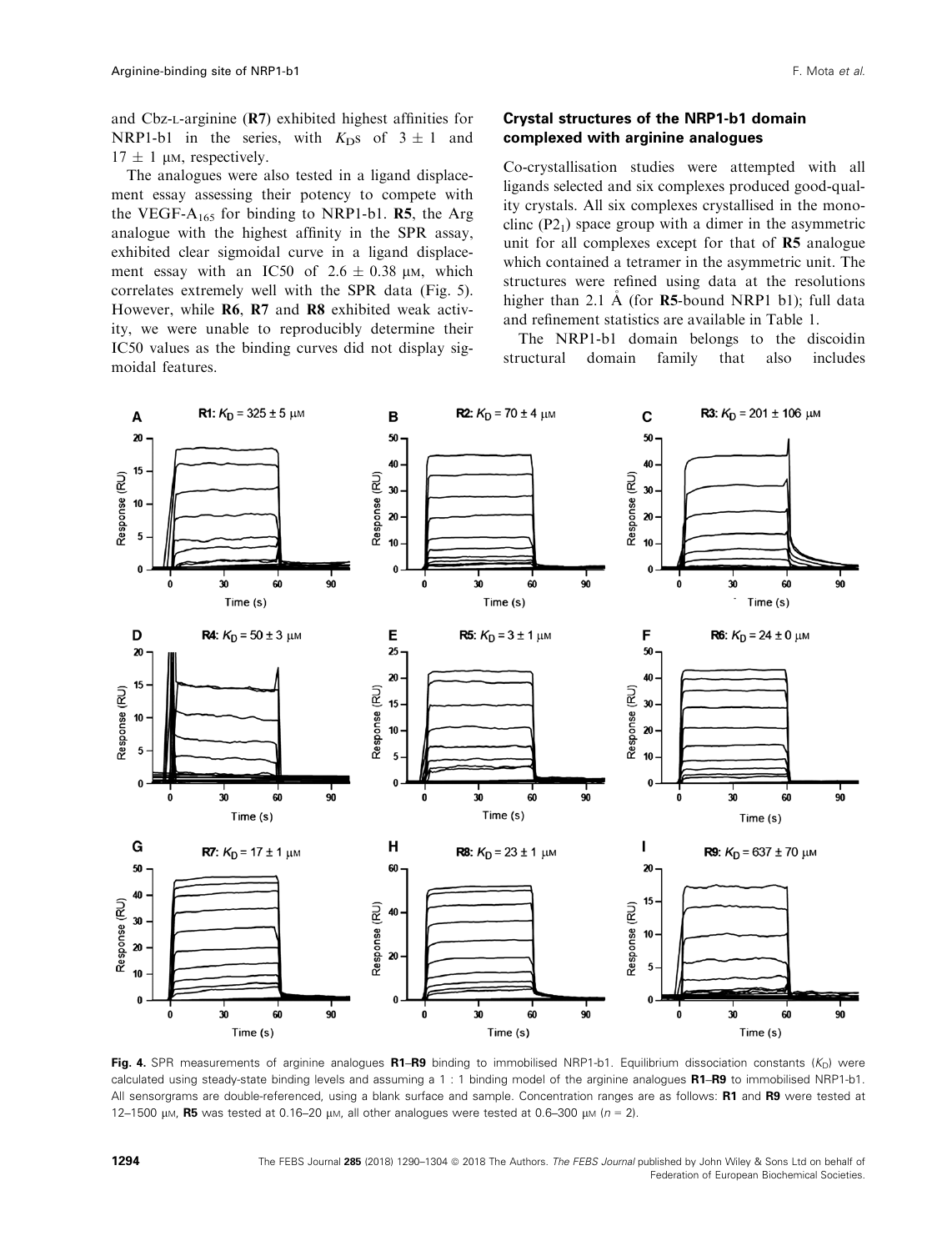and Cbz-L-arginine (**R7**) exhibited highest affinities for NRP1-b1 in the series, with $K_D$s of $3 \pm 1$ and $17 \pm 1$ μM, respectively.

The analogues were also tested in a ligand displacement essay assessing their potency to compete with the VEGF-$A_{165}$ for binding to NRP1-b1. **R5**, the Arg analogue with the highest affinity in the SPR assay, exhibited clear sigmoidal curve in a ligand displacement essay with an IC50 of $2.6 \pm 0.38$ μM, which correlates extremely well with the SPR data (Fig. 5). However, while **R6**, **R7** and **R8** exhibited weak activity, we were unable to reproducibly determine their IC50 values as the binding curves did not display sigmoidal features.

### Crystal structures of the NRP1-b1 domain complexed with arginine analogues

Co-crystallisation studies were attempted with all ligands selected and six complexes produced good-quality crystals. All six complexes crystallised in the monoclinc ($P2_1$) space group with a dimer in the asymmetric unit for all complexes except for that of **R5** analogue which contained a tetramer in the asymmetric unit. The structures were refined using data at the resolutions higher than 2.1 Å (for **R5**-bound NRP1 b1); full data and refinement statistics are available in Table 1.

The NRP1-b1 domain belongs to the discoidin structural domain family that also includes

**Fig. 4.** SPR measurements of arginine analogues **R1**–**R9** binding to immobilised NRP1-b1. Equilibrium dissociation constants ($K_D$) were calculated using steady-state binding levels and assuming a 1 : 1 binding model of the arginine analogues **R1**–**R9** to immobilised NRP1-b1. All sensorgrams are double-referenced, using a blank surface and sample. Concentration ranges are as follows: **R1** and **R9** were tested at 12–1500 μM, **R5** was tested at 0.16–20 μM, all other analogues were tested at 0.6–300 μM ($n = 2$).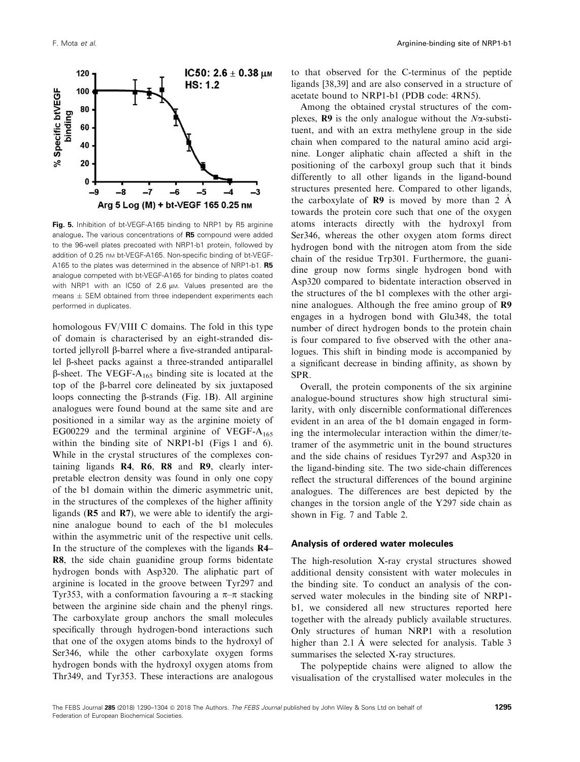**Fig. 5.** Inhibition of bt-VEGF-A165 binding to NRP1 by R5 arginine analogue. The various concentrations of **R5** compound were added to the 96-well plates precoated with NRP1-b1 protein, followed by addition of 0.25 nM bt-VEGF-A165. Non-specific binding of bt-VEGF-A165 to the plates was determined in the absence of NRP1-b1. **R5** analogue competed with bt-VEGF-A165 for binding to plates coated with NRP1 with an IC50 of 2.6 μM. Values presented are the means ± SEM obtained from three independent experiments each performed in duplicates.

homologous FV/VIII C domains. The fold in this type of domain is characterised by an eight-stranded distorted jellyroll β-barrel where a five-stranded antiparallel β-sheet packs against a three-stranded antiparallel β-sheet. The VEGF-$A_{165}$ binding site is located at the top of the β-barrel core delineated by six juxtaposed loops connecting the β-strands (Fig. 1B). All arginine analogues were found bound at the same site and are positioned in a similar way as the arginine moiety of EG00229 and the terminal arginine of VEGF-$A_{165}$ within the binding site of NRP1-b1 (Figs 1 and 6). While in the crystal structures of the complexes containing ligands **R4**, **R6**, **R8** and **R9**, clearly interpretable electron density was found in only one copy of the b1 domain within the dimeric asymmetric unit, in the structures of the complexes of the higher affinity ligands (**R5** and **R7**), we were able to identify the arginine analogue bound to each of the b1 molecules within the asymmetric unit of the respective unit cells. In the structure of the complexes with the ligands **R4**–**R8**, the side chain guanidine group forms bidentate hydrogen bonds with Asp320. The aliphatic part of arginine is located in the groove between Tyr297 and Tyr353, with a conformation favouring a π–π stacking between the arginine side chain and the phenyl rings. The carboxylate group anchors the small molecules specifically through hydrogen-bond interactions such that one of the oxygen atoms binds to the hydroxyl of Ser346, while the other carboxylate oxygen forms hydrogen bonds with the hydroxyl oxygen atoms from Thr349, and Tyr353. These interactions are analogous to that observed for the C-terminus of the peptide ligands [38,39] and are also conserved in a structure of acetate bound to NRP1-b1 (PDB code: 4RN5).

Among the obtained crystal structures of the complexes, **R9** is the only analogue without the Nα-substituent, and with an extra methylene group in the side chain when compared to the natural amino acid arginine. Longer aliphatic chain affected a shift in the positioning of the carboxyl group such that it binds differently to all other ligands in the ligand-bound structures presented here. Compared to other ligands, the carboxylate of **R9** is moved by more than 2 Å towards the protein core such that one of the oxygen atoms interacts directly with the hydroxyl from Ser346, whereas the other oxygen atom forms direct hydrogen bond with the nitrogen atom from the side chain of the residue Trp301. Furthermore, the guanidine group now forms single hydrogen bond with Asp320 compared to bidentate interaction observed in the structures of the b1 complexes with the other arginine analogues. Although the free amino group of **R9** engages in a hydrogen bond with Glu348, the total number of direct hydrogen bonds to the protein chain is four compared to five observed with the other analogues. This shift in binding mode is accompanied by a significant decrease in binding affinity, as shown by SPR.

Overall, the protein components of the six arginine analogue-bound structures show high structural similarity, with only discernible conformational differences evident in an area of the b1 domain engaged in forming the intermolecular interaction within the dimer/tetramer of the asymmetric unit in the bound structures and the side chains of residues Tyr297 and Asp320 in the ligand-binding site. The two side-chain differences reflect the structural differences of the bound arginine analogues. The differences are best depicted by the changes in the torsion angle of the Y297 side chain as shown in Fig. 7 and Table 2.

### Analysis of ordered water molecules

The high-resolution X-ray crystal structures showed additional density consistent with water molecules in the binding site. To conduct an analysis of the conserved water molecules in the binding site of NRP1-b1, we considered all new structures reported here together with the already publicly available structures. Only structures of human NRP1 with a resolution higher than 2.1 Å were selected for analysis. Table 3 summarises the selected X-ray structures.

The polypeptide chains were aligned to allow the visualisation of the crystallised water molecules in the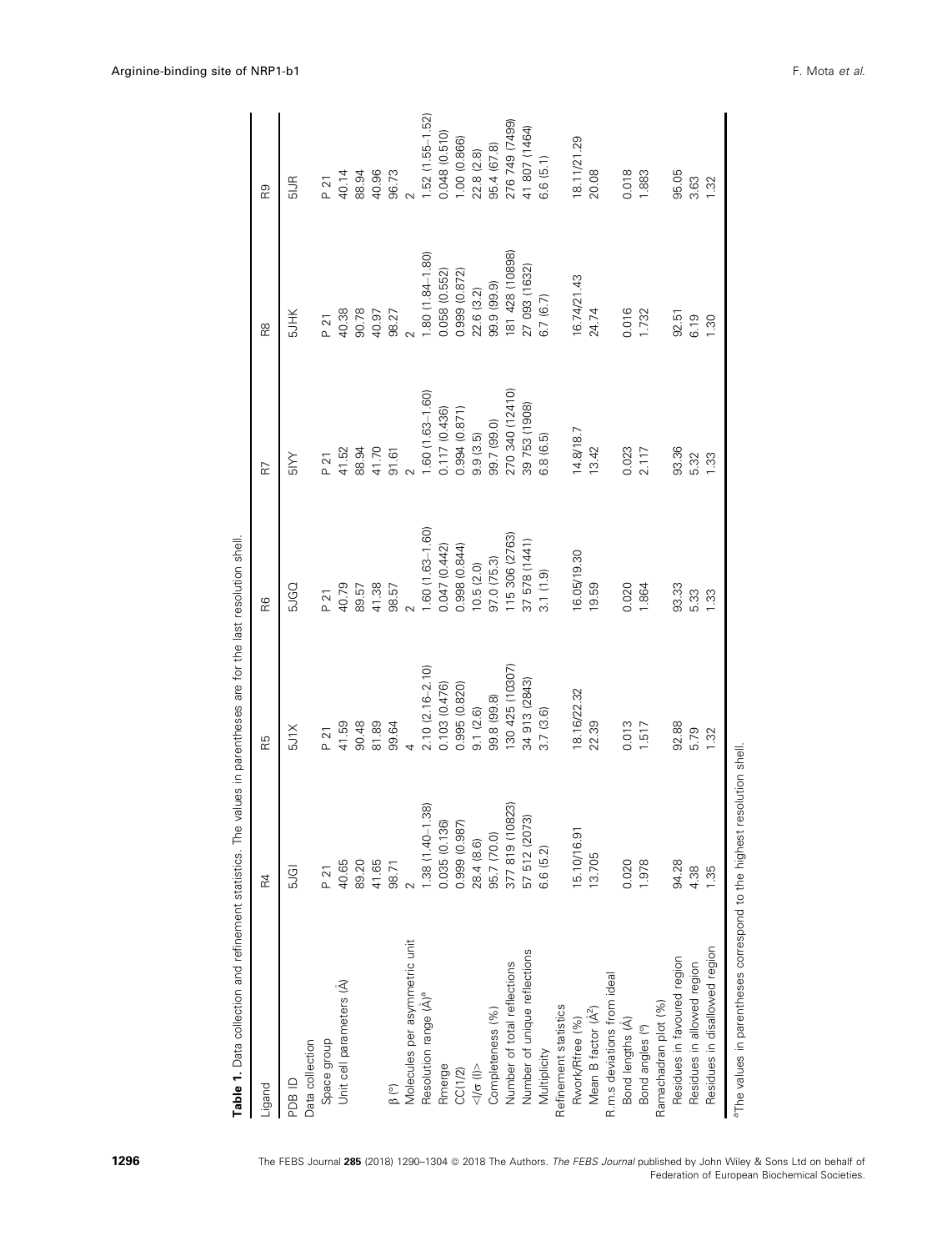**Table 1.** Data collection and refinement statistics. The values in parentheses are for the last resolution shell.

| Ligand | R4 | R5 | R6 | R7 | R8 | R9 |
|---|---|---|---|---|---|---|
| PDB ID | 5JGI | 5J1X | 5JGQ | 5IYY | 5JHK | 5JJR |
| Data collection | | | | | | |
| Space group | P 21 | P 21 | P 21 | P 21 | P 21 | P 21 |
| Unit cell parameters (Å) | 40.65 | 41.59 | 40.79 | 41.52 | 40.38 | 40.14 |
| | 89.20 | 90.48 | 89.57 | 88.94 | 90.78 | 88.94 |
| | 41.65 | 81.89 | 41.38 | 41.70 | 40.97 | 40.96 |
| β (°) | 98.71 | 99.64 | 98.57 | 91.61 | 98.27 | 96.73 |
| Molecules per asymmetric unit | 2 | 4 | 2 | 2 | 2 | 2 |
| Resolution range (Å)[a] | 1.38 (1.40–1.38) | 2.10 (2.16–2.10) | 1.60 (1.63–1.60) | 1.60 (1.63–1.60) | 1.80 (1.84–1.80) | 1.52 (1.55–1.52) |
| Rmerge | 0.035 (0.136) | 0.103 (0.476) | 0.047 (0.442) | 0.117 (0.436) | 0.058 (0.552) | 0.048 (0.510) |
| CC(1/2) | 0.999 (0.987) | 0.995 (0.820) | 0.998 (0.844) | 0.994 (0.871) | 0.999 (0.872) | 1.00 (0.866) |
| <I/σ (I)> | 28.4 (8.6) | 9.1 (2.6) | 10.5 (2.0) | 9.9 (3.5) | 22.6 (3.2) | 22.8 (2.8) |
| Completeness (%) | 95.7 (70.0) | 99.8 (99.8) | 97.0 (75.3) | 99.7 (99.0) | 99.9 (99.9) | 95.4 (67.8) |
| Number of total reflections | 377 819 (10823) | 130 425 (10307) | 115 306 (2763) | 270 340 (12410) | 181 428 (10898) | 276 749 (7499) |
| Number of unique reflections | 57 512 (2073) | 34 913 (2843) | 37 578 (1441) | 39 753 (1908) | 27 093 (1632) | 41 807 (1464) |
| Multiplicity | 6.6 (5.2) | 3.7 (3.6) | 3.1 (1.9) | 6.8 (6.5) | 6.7 (6.7) | 6.6 (5.1) |
| Refinement statistics | | | | | | |
| Rwork/Rfree (%) | 15.10/16.91 | 18.16/22.32 | 16.05/19.30 | 14.8/18.7 | 16.74/21.43 | 18.11/21.29 |
| Mean B factor (Å²) | 13.705 | 22.39 | 19.59 | 13.42 | 24.74 | 20.08 |
| R.m.s deviations from ideal | | | | | | |
| Bond lengths (Å) | 0.020 | 0.013 | 0.020 | 0.023 | 0.016 | 0.018 |
| Bond angles (°) | 1.978 | 1.517 | 1.864 | 2.117 | 1.732 | 1.883 |
| Ramachandran plot (%) | | | | | | |
| Residues in favoured region | 94.28 | 92.88 | 93.33 | 93.36 | 92.51 | 95.05 |
| Residues in allowed region | 4.38 | 5.79 | 5.33 | 5.32 | 6.19 | 3.63 |
| Residues in disallowed region | 1.35 | 1.32 | 1.33 | 1.33 | 1.30 | 1.32 |

[a]The values in parentheses correspond to the highest resolution shell.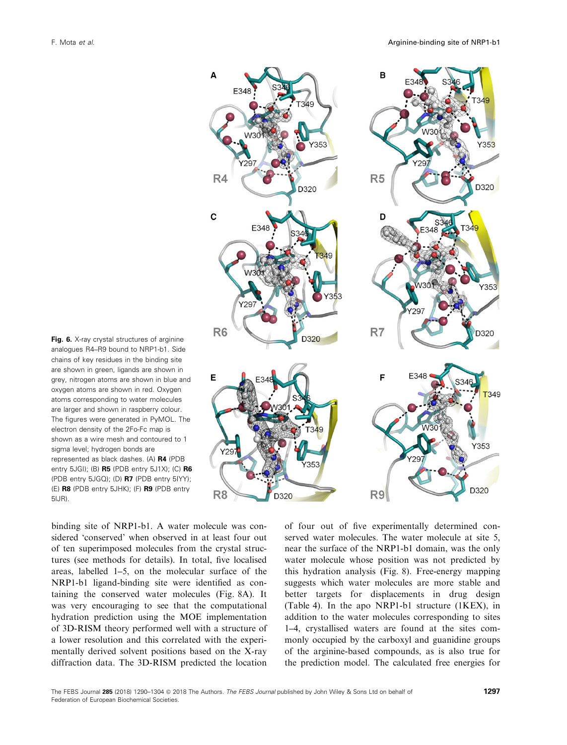**Fig. 6.** X-ray crystal structures of arginine analogues R4–R9 bound to NRP1-b1. Side chains of key residues in the binding site are shown in green, ligands are shown in grey, nitrogen atoms are shown in blue and oxygen atoms are shown in red. Oxygen atoms corresponding to water molecules are larger and shown in raspberry colour. The figures were generated in PyMOL. The electron density of the 2Fo-Fc map is shown as a wire mesh and contoured to 1 sigma level; hydrogen bonds are represented as black dashes. (A) **R4** (PDB entry 5JGI); (B) **R5** (PDB entry 5J1X); (C) **R6** (PDB entry 5JGQ); (D) **R7** (PDB entry 5IYY); (E) **R8** (PDB entry 5JHK); (F) **R9** (PDB entry 5IJR).

binding site of NRP1-b1. A water molecule was considered 'conserved' when observed in at least four out of ten superimposed molecules from the crystal structures (see methods for details). In total, five localised areas, labelled 1–5, on the molecular surface of the NRP1-b1 ligand-binding site were identified as containing the conserved water molecules (Fig. 8A). It was very encouraging to see that the computational hydration prediction using the MOE implementation of 3D-RISM theory performed well with a structure of a lower resolution and this correlated with the experimentally derived solvent positions based on the X-ray diffraction data. The 3D-RISM predicted the location of four out of five experimentally determined conserved water molecules. The water molecule at site 5, near the surface of the NRP1-b1 domain, was the only water molecule whose position was not predicted by this hydration analysis (Fig. 8). Free-energy mapping suggests which water molecules are more stable and better targets for displacements in drug design (Table 4). In the apo NRP1-b1 structure (1KEX), in addition to the water molecules corresponding to sites 1–4, crystallised waters are found at the sites commonly occupied by the carboxyl and guanidine groups of the arginine-based compounds, as is also true for the prediction model. The calculated free energies for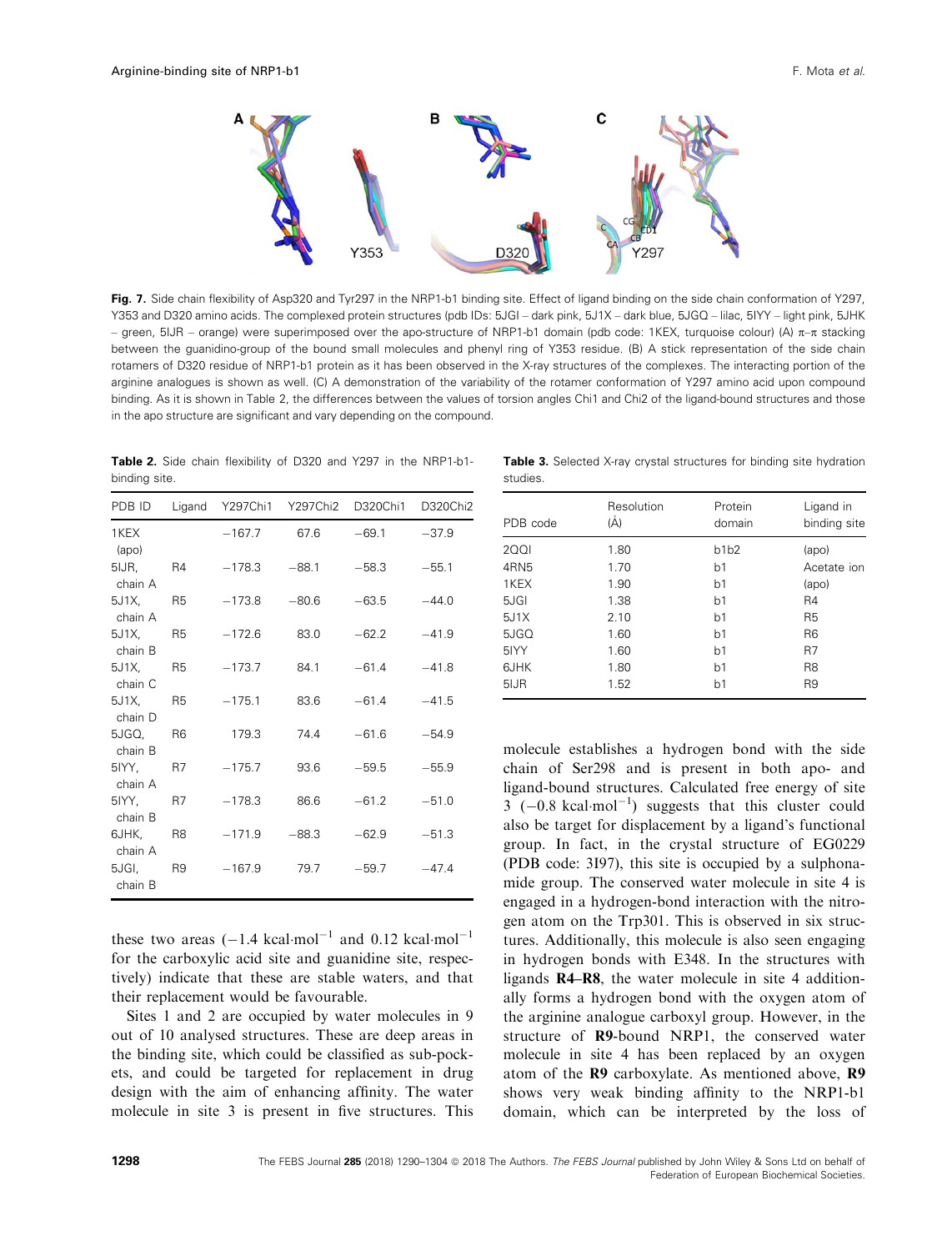**Fig. 7.** Side chain flexibility of Asp320 and Tyr297 in the NRP1-b1 binding site. Effect of ligand binding on the side chain conformation of Y297, Y353 and D320 amino acids. The complexed protein structures (pdb IDs: 5JGI – dark pink, 5J1X – dark blue, 5JGQ – lilac, 5IYY – light pink, 5JHK – green, 5IJR – orange) were superimposed over the apo-structure of NRP1-b1 domain (pdb code: 1KEX, turquoise colour) (A) π–π stacking between the guanidino-group of the bound small molecules and phenyl ring of Y353 residue. (B) A stick representation of the side chain rotamers of D320 residue of NRP1-b1 protein as it has been observed in the X-ray structures of the complexes. The interacting portion of the arginine analogues is shown as well. (C) A demonstration of the variability of the rotamer conformation of Y297 amino acid upon compound binding. As it is shown in Table 2, the differences between the values of torsion angles Chi1 and Chi2 of the ligand-bound structures and those in the apo structure are significant and vary depending on the compound.

**Table 2.** Side chain flexibility of D320 and Y297 in the NRP1-b1-binding site.

| PDB ID | Ligand | Y297Chi1 | Y297Chi2 | D320Chi1 | D320Chi2 |
|---|---|---|---|---|---|
| 1KEX (apo) | | −167.7 | 67.6 | −69.1 | −37.9 |
| 5IJR, chain A | R4 | −178.3 | −88.1 | −58.3 | −55.1 |
| 5J1X, chain A | R5 | −173.8 | −80.6 | −63.5 | −44.0 |
| 5J1X, chain B | R5 | −172.6 | 83.0 | −62.2 | −41.9 |
| 5J1X, chain C | R5 | −173.7 | 84.1 | −61.4 | −41.8 |
| 5J1X, chain D | R5 | −175.1 | 83.6 | −61.4 | −41.5 |
| 5JGQ, chain B | R6 | 179.3 | 74.4 | −61.6 | −54.9 |
| 5IYY, chain A | R7 | −175.7 | 93.6 | −59.5 | −55.9 |
| 5IYY, chain B | R7 | −178.3 | 86.6 | −61.2 | −51.0 |
| 6JHK, chain A | R8 | −171.9 | −88.3 | −62.9 | −51.3 |
| 5JGI, chain B | R9 | −167.9 | 79.7 | −59.7 | −47.4 |

these two areas ($-1.4$ kcal·mol$^{-1}$ and 0.12 kcal·mol$^{-1}$ for the carboxylic acid site and guanidine site, respectively) indicate that these are stable waters, and that their replacement would be favourable.

Sites 1 and 2 are occupied by water molecules in 9 out of 10 analysed structures. These are deep areas in the binding site, which could be classified as sub-pockets, and could be targeted for replacement in drug design with the aim of enhancing affinity. The water molecule in site 3 is present in five structures. This molecule establishes a hydrogen bond with the side chain of Ser298 and is present in both apo- and ligand-bound structures. Calculated free energy of site 3 ($-0.8$ kcal·mol$^{-1}$) suggests that this cluster could also be target for displacement by a ligand's functional group. In fact, in the crystal structure of EG0229 (PDB code: 3I97), this site is occupied by a sulphonamide group. The conserved water molecule in site 4 is engaged in a hydrogen-bond interaction with the nitrogen atom on the Trp301. This is observed in six structures. Additionally, this molecule is also seen engaging in hydrogen bonds with E348. In the structures with ligands **R4–R8**, the water molecule in site 4 additionally forms a hydrogen bond with the oxygen atom of the arginine analogue carboxyl group. However, in the structure of **R9**-bound NRP1, the conserved water molecule in site 4 has been replaced by an oxygen atom of the **R9** carboxylate. As mentioned above, **R9** shows very weak binding affinity to the NRP1-b1 domain, which can be interpreted by the loss of

**Table 3.** Selected X-ray crystal structures for binding site hydration studies.

| PDB code | Resolution (Å) | Protein domain | Ligand in binding site |
|---|---|---|---|
| 2QQI | 1.80 | b1b2 | (apo) |
| 4RN5 | 1.70 | b1 | Acetate ion |
| 1KEX | 1.90 | b1 | (apo) |
| 5JGI | 1.38 | b1 | R4 |
| 5J1X | 2.10 | b1 | R5 |
| 5JGQ | 1.60 | b1 | R6 |
| 5IYY | 1.60 | b1 | R7 |
| 6JHK | 1.80 | b1 | R8 |
| 5IJR | 1.52 | b1 | R9 |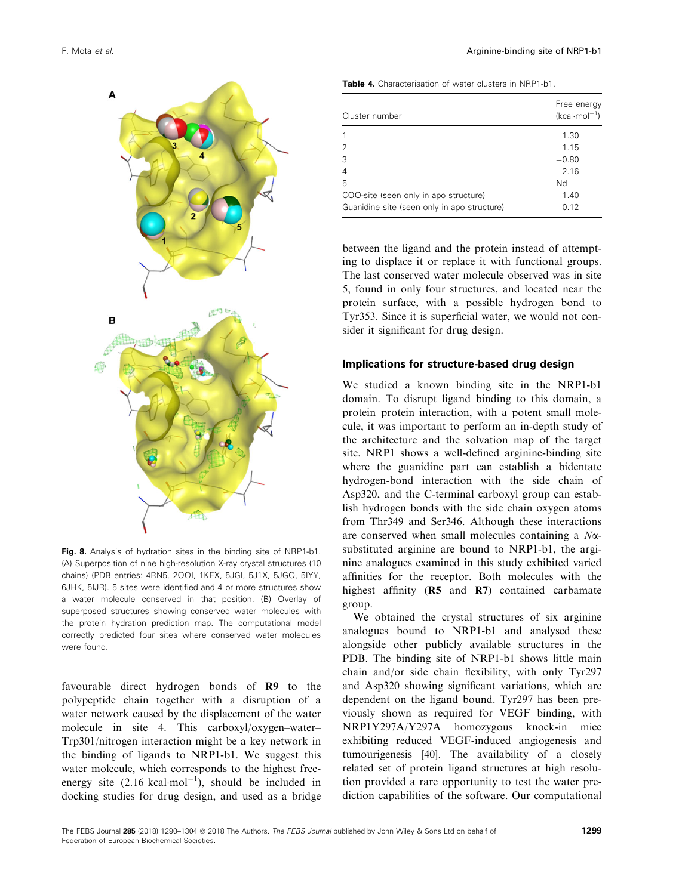Fig. 8. Analysis of hydration sites in the binding site of NRP1-b1. (A) Superposition of nine high-resolution X-ray crystal structures (10 chains) (PDB entries: 4RN5, 2QQI, 1KEX, 5JGI, 5J1X, 5JGQ, 5IYY, 6JHK, 5IJR). 5 sites were identified and 4 or more structures show a water molecule conserved in that position. (B) Overlay of superposed structures showing conserved water molecules with the protein hydration prediction map. The computational model correctly predicted four sites where conserved water molecules were found.

favourable direct hydrogen bonds of **R9** to the polypeptide chain together with a disruption of a water network caused by the displacement of the water molecule in site 4. This carboxyl/oxygen–water–Trp301/nitrogen interaction might be a key network in the binding of ligands to NRP1-b1. We suggest this water molecule, which corresponds to the highest free-energy site (2.16 kcal·mol$^{-1}$), should be included in docking studies for drug design, and used as a bridge between the ligand and the protein instead of attempting to displace it or replace it with functional groups. The last conserved water molecule observed was in site 5, found in only four structures, and located near the protein surface, with a possible hydrogen bond to Tyr353. Since it is superficial water, we would not consider it significant for drug design.

**Table 4.** Characterisation of water clusters in NRP1-b1.

| Cluster number | Free energy (kcal·mol$^{-1}$) |
|---|---|
| 1 | 1.30 |
| 2 | 1.15 |
| 3 | −0.80 |
| 4 | 2.16 |
| 5 | Nd |
| COO-site (seen only in apo structure) | −1.40 |
| Guanidine site (seen only in apo structure) | 0.12 |

## Implications for structure-based drug design

We studied a known binding site in the NRP1-b1 domain. To disrupt ligand binding to this domain, a protein–protein interaction, with a potent small molecule, it was important to perform an in-depth study of the architecture and the solvation map of the target site. NRP1 shows a well-defined arginine-binding site where the guanidine part can establish a bidentate hydrogen-bond interaction with the side chain of Asp320, and the C-terminal carboxyl group can establish hydrogen bonds with the side chain oxygen atoms from Thr349 and Ser346. Although these interactions are conserved when small molecules containing a *N*α-substituted arginine are bound to NRP1-b1, the arginine analogues examined in this study exhibited varied affinities for the receptor. Both molecules with the highest affinity (**R5** and **R7**) contained carbamate group.

We obtained the crystal structures of six arginine analogues bound to NRP1-b1 and analysed these alongside other publicly available structures in the PDB. The binding site of NRP1-b1 shows little main chain and/or side chain flexibility, with only Tyr297 and Asp320 showing significant variations, which are dependent on the ligand bound. Tyr297 has been previously shown as required for VEGF binding, with NRP1Y297A/Y297A homozygous knock-in mice exhibiting reduced VEGF-induced angiogenesis and tumourigenesis [40]. The availability of a closely related set of protein–ligand structures at high resolution provided a rare opportunity to test the water prediction capabilities of the software. Our computational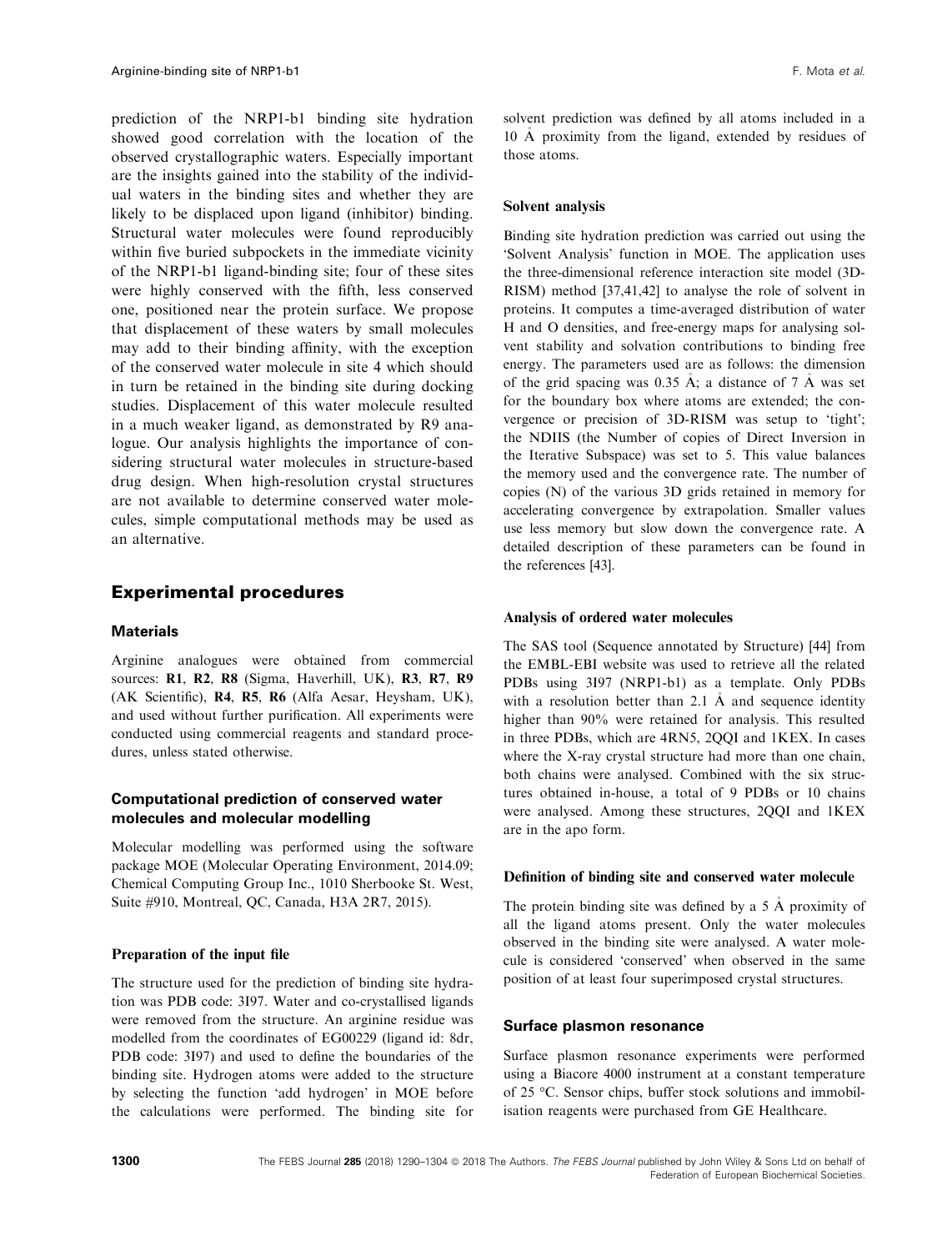prediction of the NRP1-b1 binding site hydration showed good correlation with the location of the observed crystallographic waters. Especially important are the insights gained into the stability of the individual waters in the binding sites and whether they are likely to be displaced upon ligand (inhibitor) binding. Structural water molecules were found reproducibly within five buried subpockets in the immediate vicinity of the NRP1-b1 ligand-binding site; four of these sites were highly conserved with the fifth, less conserved one, positioned near the protein surface. We propose that displacement of these waters by small molecules may add to their binding affinity, with the exception of the conserved water molecule in site 4 which should in turn be retained in the binding site during docking studies. Displacement of this water molecule resulted in a much weaker ligand, as demonstrated by R9 analogue. Our analysis highlights the importance of considering structural water molecules in structure-based drug design. When high-resolution crystal structures are not available to determine conserved water molecules, simple computational methods may be used as an alternative.

## Experimental procedures

### Materials

Arginine analogues were obtained from commercial sources: **R1**, **R2**, **R8** (Sigma, Haverhill, UK), **R3**, **R7**, **R9** (AK Scientific), **R4**, **R5**, **R6** (Alfa Aesar, Heysham, UK), and used without further purification. All experiments were conducted using commercial reagents and standard procedures, unless stated otherwise.

### Computational prediction of conserved water molecules and molecular modelling

Molecular modelling was performed using the software package MOE (Molecular Operating Environment, 2014.09; Chemical Computing Group Inc., 1010 Sherbooke St. West, Suite #910, Montreal, QC, Canada, H3A 2R7, 2015).

#### Preparation of the input file

The structure used for the prediction of binding site hydration was PDB code: 3I97. Water and co-crystallised ligands were removed from the structure. An arginine residue was modelled from the coordinates of EG00229 (ligand id: 8dr, PDB code: 3I97) and used to define the boundaries of the binding site. Hydrogen atoms were added to the structure by selecting the function 'add hydrogen' in MOE before the calculations were performed. The binding site for solvent prediction was defined by all atoms included in a 10 Å proximity from the ligand, extended by residues of those atoms.

#### Solvent analysis

Binding site hydration prediction was carried out using the 'Solvent Analysis' function in MOE. The application uses the three-dimensional reference interaction site model (3D-RISM) method [37,41,42] to analyse the role of solvent in proteins. It computes a time-averaged distribution of water H and O densities, and free-energy maps for analysing solvent stability and solvation contributions to binding free energy. The parameters used are as follows: the dimension of the grid spacing was 0.35 Å; a distance of 7 Å was set for the boundary box where atoms are extended; the convergence or precision of 3D-RISM was setup to 'tight'; the NDIIS (the Number of copies of Direct Inversion in the Iterative Subspace) was set to 5. This value balances the memory used and the convergence rate. The number of copies (N) of the various 3D grids retained in memory for accelerating convergence by extrapolation. Smaller values use less memory but slow down the convergence rate. A detailed description of these parameters can be found in the references [43].

#### Analysis of ordered water molecules

The SAS tool (Sequence annotated by Structure) [44] from the EMBL-EBI website was used to retrieve all the related PDBs using 3I97 (NRP1-b1) as a template. Only PDBs with a resolution better than 2.1 Å and sequence identity higher than 90% were retained for analysis. This resulted in three PDBs, which are 4RN5, 2QQI and 1KEX. In cases where the X-ray crystal structure had more than one chain, both chains were analysed. Combined with the six structures obtained in-house, a total of 9 PDBs or 10 chains were analysed. Among these structures, 2QQI and 1KEX are in the apo form.

#### Definition of binding site and conserved water molecule

The protein binding site was defined by a 5 Å proximity of all the ligand atoms present. Only the water molecules observed in the binding site were analysed. A water molecule is considered 'conserved' when observed in the same position of at least four superimposed crystal structures.

### Surface plasmon resonance

Surface plasmon resonance experiments were performed using a Biacore 4000 instrument at a constant temperature of 25 °C. Sensor chips, buffer stock solutions and immobilisation reagents were purchased from GE Healthcare.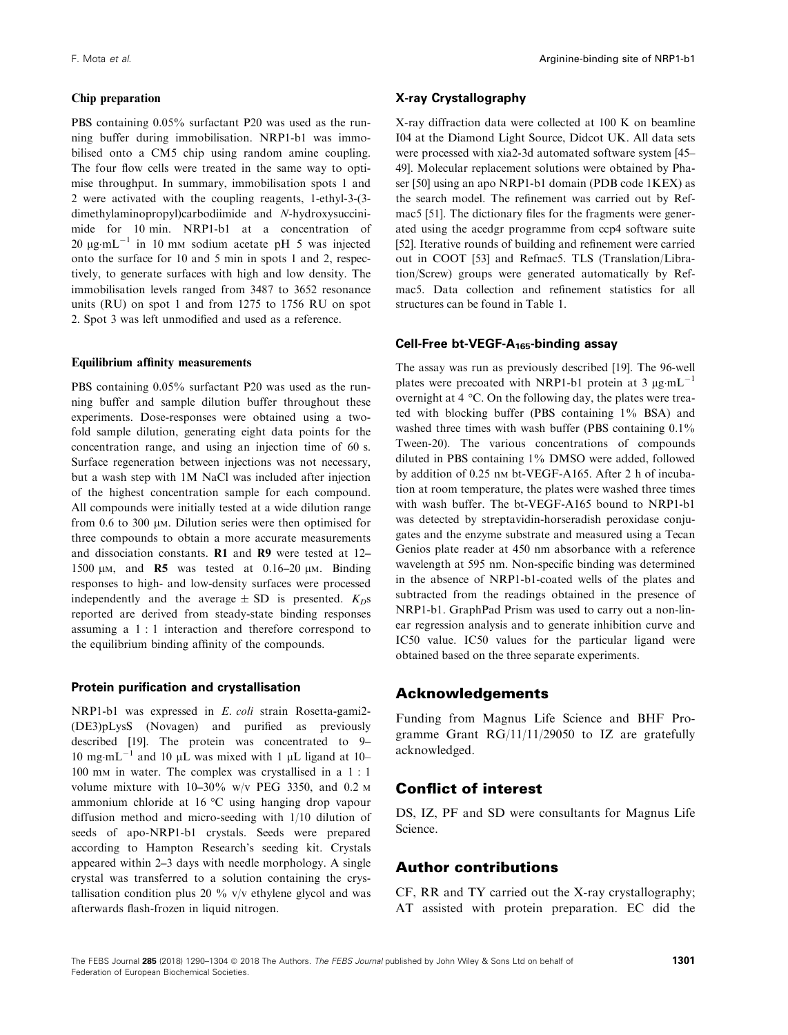#### Chip preparation

PBS containing 0.05% surfactant P20 was used as the running buffer during immobilisation. NRP1-b1 was immobilised onto a CM5 chip using random amine coupling. The four flow cells were treated in the same way to optimise throughput. In summary, immobilisation spots 1 and 2 were activated with the coupling reagents, 1-ethyl-3-(3-dimethylaminopropyl)carbodiimide and *N*-hydroxysuccinimide for 10 min. NRP1-b1 at a concentration of 20 $\mu g \cdot mL^{-1}$ in 10 mM sodium acetate pH 5 was injected onto the surface for 10 and 5 min in spots 1 and 2, respectively, to generate surfaces with high and low density. The immobilisation levels ranged from 3487 to 3652 resonance units (RU) on spot 1 and from 1275 to 1756 RU on spot 2. Spot 3 was left unmodified and used as a reference.

#### Equilibrium affinity measurements

PBS containing 0.05% surfactant P20 was used as the running buffer and sample dilution buffer throughout these experiments. Dose-responses were obtained using a two-fold sample dilution, generating eight data points for the concentration range, and using an injection time of 60 s. Surface regeneration between injections was not necessary, but a wash step with 1M NaCl was included after injection of the highest concentration sample for each compound. All compounds were initially tested at a wide dilution range from 0.6 to 300 μM. Dilution series were then optimised for three compounds to obtain a more accurate measurements and dissociation constants. **R1** and **R9** were tested at 12–1500 μM, and **R5** was tested at 0.16–20 μM. Binding responses to high- and low-density surfaces were processed independently and the average ± SD is presented. $K_D$s reported are derived from steady-state binding responses assuming a 1 : 1 interaction and therefore correspond to the equilibrium binding affinity of the compounds.

### Protein purification and crystallisation

NRP1-b1 was expressed in *E. coli* strain Rosetta-gami2-(DE3)pLysS (Novagen) and purified as previously described [19]. The protein was concentrated to 9–10 $mg \cdot mL^{-1}$ and 10 μL was mixed with 1 μL ligand at 10–100 mM in water. The complex was crystallised in a 1 : 1 volume mixture with 10–30% w/v PEG 3350, and 0.2 M ammonium chloride at 16 °C using hanging drop vapour diffusion method and micro-seeding with 1/10 dilution of seeds of apo-NRP1-b1 crystals. Seeds were prepared according to Hampton Research's seeding kit. Crystals appeared within 2–3 days with needle morphology. A single crystal was transferred to a solution containing the crystallisation condition plus 20 % v/v ethylene glycol and was afterwards flash-frozen in liquid nitrogen.

### X-ray Crystallography

X-ray diffraction data were collected at 100 K on beamline I04 at the Diamond Light Source, Didcot UK. All data sets were processed with xia2-3d automated software system [45–49]. Molecular replacement solutions were obtained by Phaser [50] using an apo NRP1-b1 domain (PDB code 1KEX) as the search model. The refinement was carried out by Refmac5 [51]. The dictionary files for the fragments were generated using the acedgr programme from ccp4 software suite [52]. Iterative rounds of building and refinement were carried out in COOT [53] and Refmac5. TLS (Translation/Libration/Screw) groups were generated automatically by Refmac5. Data collection and refinement statistics for all structures can be found in Table 1.

### Cell-Free bt-VEGF-$A_{165}$-binding assay

The assay was run as previously described [19]. The 96-well plates were precoated with NRP1-b1 protein at 3 $\mu g \cdot mL^{-1}$ overnight at 4 °C. On the following day, the plates were treated with blocking buffer (PBS containing 1% BSA) and washed three times with wash buffer (PBS containing 0.1% Tween-20). The various concentrations of compounds diluted in PBS containing 1% DMSO were added, followed by addition of 0.25 nM bt-VEGF-A165. After 2 h of incubation at room temperature, the plates were washed three times with wash buffer. The bt-VEGF-A165 bound to NRP1-b1 was detected by streptavidin-horseradish peroxidase conjugates and the enzyme substrate and measured using a Tecan Genios plate reader at 450 nm absorbance with a reference wavelength at 595 nm. Non-specific binding was determined in the absence of NRP1-b1-coated wells of the plates and subtracted from the readings obtained in the presence of NRP1-b1. GraphPad Prism was used to carry out a non-linear regression analysis and to generate inhibition curve and IC50 value. IC50 values for the particular ligand were obtained based on the three separate experiments.

## Acknowledgements

Funding from Magnus Life Science and BHF Programme Grant RG/11/11/29050 to IZ are gratefully acknowledged.

## Conflict of interest

DS, IZ, PF and SD were consultants for Magnus Life Science.

## Author contributions

CF, RR and TY carried out the X-ray crystallography; AT assisted with protein preparation. EC did the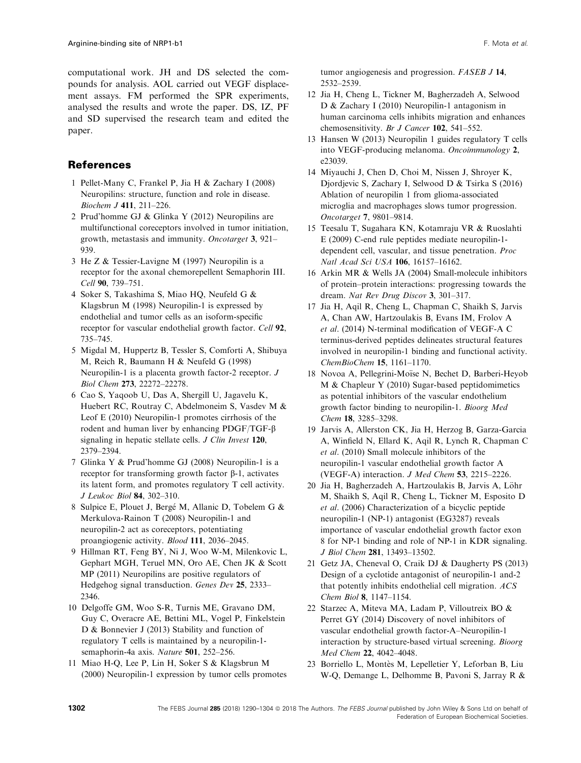computational work. JH and DS selected the compounds for analysis. AOL carried out VEGF displacement assays. FM performed the SPR experiments, analysed the results and wrote the paper. DS, IZ, PF and SD supervised the research team and edited the paper.

## References

1 Pellet-Many C, Frankel P, Jia H & Zachary I (2008) Neuropilins: structure, function and role in disease. *Biochem J* **411**, 211–226.

2 Prud'homme GJ & Glinka Y (2012) Neuropilins are multifunctional coreceptors involved in tumor initiation, growth, metastasis and immunity. *Oncotarget* **3**, 921–939.

3 He Z & Tessier-Lavigne M (1997) Neuropilin is a receptor for the axonal chemorepellent Semaphorin III. *Cell* **90**, 739–751.

4 Soker S, Takashima S, Miao HQ, Neufeld G & Klagsbrun M (1998) Neuropilin-1 is expressed by endothelial and tumor cells as an isoform-specific receptor for vascular endothelial growth factor. *Cell* **92**, 735–745.

5 Migdal M, Huppertz B, Tessler S, Comforti A, Shibuya M, Reich R, Baumann H & Neufeld G (1998) Neuropilin-1 is a placenta growth factor-2 receptor. *J Biol Chem* **273**, 22272–22278.

6 Cao S, Yaqoob U, Das A, Shergill U, Jagavelu K, Huebert RC, Routray C, Abdelmoneim S, Vasdev M & Leof E (2010) Neuropilin-1 promotes cirrhosis of the rodent and human liver by enhancing PDGF/TGF-β signaling in hepatic stellate cells. *J Clin Invest* **120**, 2379–2394.

7 Glinka Y & Prud'homme GJ (2008) Neuropilin-1 is a receptor for transforming growth factor β-1, activates its latent form, and promotes regulatory T cell activity. *J Leukoc Biol* **84**, 302–310.

8 Sulpice E, Plouet J, Bergé M, Allanic D, Tobelem G & Merkulova-Rainon T (2008) Neuropilin-1 and neuropilin-2 act as coreceptors, potentiating proangiogenic activity. *Blood* **111**, 2036–2045.

9 Hillman RT, Feng BY, Ni J, Woo W-M, Milenkovic L, Gephart MGH, Teruel MN, Oro AE, Chen JK & Scott MP (2011) Neuropilins are positive regulators of Hedgehog signal transduction. *Genes Dev* **25**, 2333–2346.

10 Delgoffe GM, Woo S-R, Turnis ME, Gravano DM, Guy C, Overacre AE, Bettini ML, Vogel P, Finkelstein D & Bonnevier J (2013) Stability and function of regulatory T cells is maintained by a neuropilin-1-semaphorin-4a axis. *Nature* **501**, 252–256.

11 Miao H-Q, Lee P, Lin H, Soker S & Klagsbrun M (2000) Neuropilin-1 expression by tumor cells promotes tumor angiogenesis and progression. *FASEB J* **14**, 2532–2539.

12 Jia H, Cheng L, Tickner M, Bagherzadeh A, Selwood D & Zachary I (2010) Neuropilin-1 antagonism in human carcinoma cells inhibits migration and enhances chemosensitivity. *Br J Cancer* **102**, 541–552.

13 Hansen W (2013) Neuropilin 1 guides regulatory T cells into VEGF-producing melanoma. *Oncoimmunology* **2**, e23039.

14 Miyauchi J, Chen D, Choi M, Nissen J, Shroyer K, Djordjevic S, Zachary I, Selwood D & Tsirka S (2016) Ablation of neuropilin 1 from glioma-associated microglia and macrophages slows tumor progression. *Oncotarget* **7**, 9801–9814.

15 Teesalu T, Sugahara KN, Kotamraju VR & Ruoslahti E (2009) C-end rule peptides mediate neuropilin-1-dependent cell, vascular, and tissue penetration. *Proc Natl Acad Sci USA* **106**, 16157–16162.

16 Arkin MR & Wells JA (2004) Small-molecule inhibitors of protein–protein interactions: progressing towards the dream. *Nat Rev Drug Discov* **3**, 301–317.

17 Jia H, Aqil R, Cheng L, Chapman C, Shaikh S, Jarvis A, Chan AW, Hartzoulakis B, Evans IM, Frolov A *et al*. (2014) N-terminal modification of VEGF-A C terminus-derived peptides delineates structural features involved in neuropilin-1 binding and functional activity. *ChemBioChem* **15**, 1161–1170.

18 Novoa A, Pellegrini-Moïse N, Bechet D, Barberi-Heyob M & Chapleur Y (2010) Sugar-based peptidomimetics as potential inhibitors of the vascular endothelium growth factor binding to neuropilin-1. *Bioorg Med Chem* **18**, 3285–3298.

19 Jarvis A, Allerston CK, Jia H, Herzog B, Garza-Garcia A, Winfield N, Ellard K, Aqil R, Lynch R, Chapman C *et al*. (2010) Small molecule inhibitors of the neuropilin-1 vascular endothelial growth factor A (VEGF-A) interaction. *J Med Chem* **53**, 2215–2226.

20 Jia H, Bagherzadeh A, Hartzoulakis B, Jarvis A, Löhr M, Shaikh S, Aqil R, Cheng L, Tickner M, Esposito D *et al*. (2006) Characterization of a bicyclic peptide neuropilin-1 (NP-1) antagonist (EG3287) reveals importance of vascular endothelial growth factor exon 8 for NP-1 binding and role of NP-1 in KDR signaling. *J Biol Chem* **281**, 13493–13502.

21 Getz JA, Cheneval O, Craik DJ & Daugherty PS (2013) Design of a cyclotide antagonist of neuropilin-1 and-2 that potently inhibits endothelial cell migration. *ACS Chem Biol* **8**, 1147–1154.

22 Starzec A, Miteva MA, Ladam P, Villoutreix BO & Perret GY (2014) Discovery of novel inhibitors of vascular endothelial growth factor-A–Neuropilin-1 interaction by structure-based virtual screening. *Bioorg Med Chem* **22**, 4042–4048.

23 Borriello L, Montès M, Lepelletier Y, Leforban B, Liu W-Q, Demange L, Delhomme B, Pavoni S, Jarray R &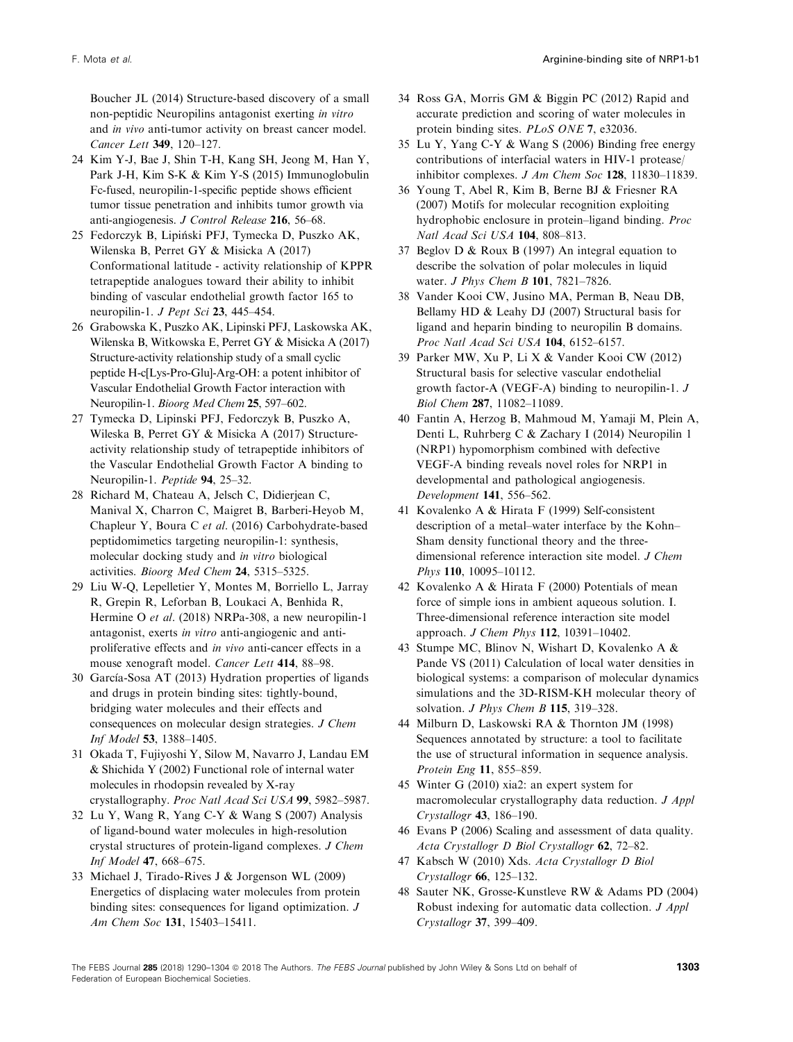Boucher JL (2014) Structure-based discovery of a small non-peptidic Neuropilins antagonist exerting *in vitro* and *in vivo* anti-tumor activity on breast cancer model. *Cancer Lett* **349**, 120–127.

24 Kim Y-J, Bae J, Shin T-H, Kang SH, Jeong M, Han Y, Park J-H, Kim S-K & Kim Y-S (2015) Immunoglobulin Fc-fused, neuropilin-1-specific peptide shows efficient tumor tissue penetration and inhibits tumor growth via anti-angiogenesis. *J Control Release* **216**, 56–68.

25 Fedorczyk B, Lipiński PFJ, Tymecka D, Puszko AK, Wilenska B, Perret GY & Misicka A (2017) Conformational latitude - activity relationship of KPPR tetrapeptide analogues toward their ability to inhibit binding of vascular endothelial growth factor 165 to neuropilin-1. *J Pept Sci* **23**, 445–454.

26 Grabowska K, Puszko AK, Lipinski PFJ, Laskowska AK, Wilenska B, Witkowska E, Perret GY & Misicka A (2017) Structure-activity relationship study of a small cyclic peptide H-c[Lys-Pro-Glu]-Arg-OH: a potent inhibitor of Vascular Endothelial Growth Factor interaction with Neuropilin-1. *Bioorg Med Chem* **25**, 597–602.

27 Tymecka D, Lipinski PFJ, Fedorczyk B, Puszko A, Wileska B, Perret GY & Misicka A (2017) Structure-activity relationship study of tetrapeptide inhibitors of the Vascular Endothelial Growth Factor A binding to Neuropilin-1. *Peptide* **94**, 25–32.

28 Richard M, Chateau A, Jelsch C, Didierjean C, Manival X, Charron C, Maigret B, Barberi-Heyob M, Chapleur Y, Boura C *et al.* (2016) Carbohydrate-based peptidomimetics targeting neuropilin-1: synthesis, molecular docking study and *in vitro* biological activities. *Bioorg Med Chem* **24**, 5315–5325.

29 Liu W-Q, Lepelletier Y, Montes M, Borriello L, Jarray R, Grepin R, Leforban B, Loukaci A, Benhida R, Hermine O *et al.* (2018) NRPa-308, a new neuropilin-1 antagonist, exerts *in vitro* anti-angiogenic and anti-proliferative effects and *in vivo* anti-cancer effects in a mouse xenograft model. *Cancer Lett* **414**, 88–98.

30 García-Sosa AT (2013) Hydration properties of ligands and drugs in protein binding sites: tightly-bound, bridging water molecules and their effects and consequences on molecular design strategies. *J Chem Inf Model* **53**, 1388–1405.

31 Okada T, Fujiyoshi Y, Silow M, Navarro J, Landau EM & Shichida Y (2002) Functional role of internal water molecules in rhodopsin revealed by X-ray crystallography. *Proc Natl Acad Sci USA* **99**, 5982–5987.

32 Lu Y, Wang R, Yang C-Y & Wang S (2007) Analysis of ligand-bound water molecules in high-resolution crystal structures of protein-ligand complexes. *J Chem Inf Model* **47**, 668–675.

33 Michael J, Tirado-Rives J & Jorgenson WL (2009) Energetics of displacing water molecules from protein binding sites: consequences for ligand optimization. *J Am Chem Soc* **131**, 15403–15411.

34 Ross GA, Morris GM & Biggin PC (2012) Rapid and accurate prediction and scoring of water molecules in protein binding sites. *PLoS ONE* **7**, e32036.

35 Lu Y, Yang C-Y & Wang S (2006) Binding free energy contributions of interfacial waters in HIV-1 protease/inhibitor complexes. *J Am Chem Soc* **128**, 11830–11839.

36 Young T, Abel R, Kim B, Berne BJ & Friesner RA (2007) Motifs for molecular recognition exploiting hydrophobic enclosure in protein–ligand binding. *Proc Natl Acad Sci USA* **104**, 808–813.

37 Beglov D & Roux B (1997) An integral equation to describe the solvation of polar molecules in liquid water. *J Phys Chem B* **101**, 7821–7826.

38 Vander Kooi CW, Jusino MA, Perman B, Neau DB, Bellamy HD & Leahy DJ (2007) Structural basis for ligand and heparin binding to neuropilin B domains. *Proc Natl Acad Sci USA* **104**, 6152–6157.

39 Parker MW, Xu P, Li X & Vander Kooi CW (2012) Structural basis for selective vascular endothelial growth factor-A (VEGF-A) binding to neuropilin-1. *J Biol Chem* **287**, 11082–11089.

40 Fantin A, Herzog B, Mahmoud M, Yamaji M, Plein A, Denti L, Ruhrberg C & Zachary I (2014) Neuropilin 1 (NRP1) hypomorphism combined with defective VEGF-A binding reveals novel roles for NRP1 in developmental and pathological angiogenesis. *Development* **141**, 556–562.

41 Kovalenko A & Hirata F (1999) Self-consistent description of a metal–water interface by the Kohn–Sham density functional theory and the three-dimensional reference interaction site model. *J Chem Phys* **110**, 10095–10112.

42 Kovalenko A & Hirata F (2000) Potentials of mean force of simple ions in ambient aqueous solution. I. Three-dimensional reference interaction site model approach. *J Chem Phys* **112**, 10391–10402.

43 Stumpe MC, Blinov N, Wishart D, Kovalenko A & Pande VS (2011) Calculation of local water densities in biological systems: a comparison of molecular dynamics simulations and the 3D-RISM-KH molecular theory of solvation. *J Phys Chem B* **115**, 319–328.

44 Milburn D, Laskowski RA & Thornton JM (1998) Sequences annotated by structure: a tool to facilitate the use of structural information in sequence analysis. *Protein Eng* **11**, 855–859.

45 Winter G (2010) xia2: an expert system for macromolecular crystallography data reduction. *J Appl Crystallogr* **43**, 186–190.

46 Evans P (2006) Scaling and assessment of data quality. *Acta Crystallogr D Biol Crystallogr* **62**, 72–82.

47 Kabsch W (2010) Xds. *Acta Crystallogr D Biol Crystallogr* **66**, 125–132.

48 Sauter NK, Grosse-Kunstleve RW & Adams PD (2004) Robust indexing for automatic data collection. *J Appl Crystallogr* **37**, 399–409.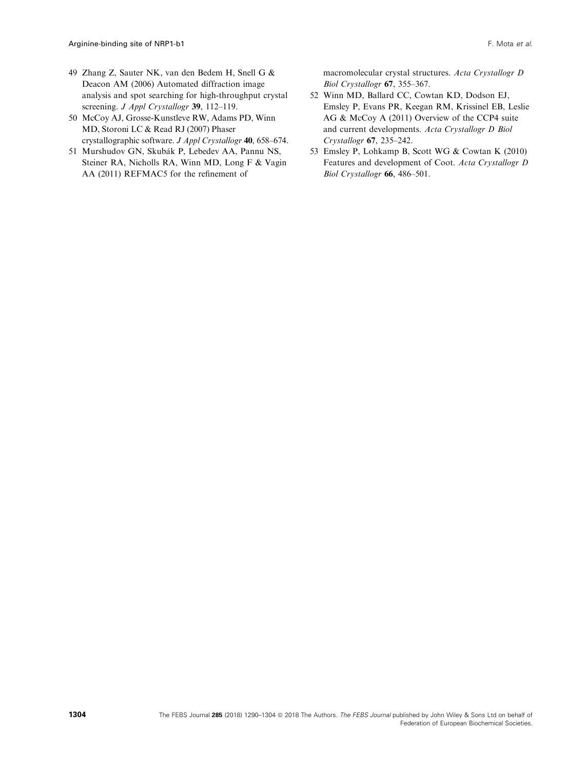49 Zhang Z, Sauter NK, van den Bedem H, Snell G & Deacon AM (2006) Automated diffraction image analysis and spot searching for high-throughput crystal screening. *J Appl Crystallogr* **39**, 112–119.

50 McCoy AJ, Grosse-Kunstleve RW, Adams PD, Winn MD, Storoni LC & Read RJ (2007) Phaser crystallographic software. *J Appl Crystallogr* **40**, 658–674.

51 Murshudov GN, Skubák P, Lebedev AA, Pannu NS, Steiner RA, Nicholls RA, Winn MD, Long F & Vagin AA (2011) REFMAC5 for the refinement of macromolecular crystal structures. *Acta Crystallogr D Biol Crystallogr* **67**, 355–367.

52 Winn MD, Ballard CC, Cowtan KD, Dodson EJ, Emsley P, Evans PR, Keegan RM, Krissinel EB, Leslie AG & McCoy A (2011) Overview of the CCP4 suite and current developments. *Acta Crystallogr D Biol Crystallogr* **67**, 235–242.

53 Emsley P, Lohkamp B, Scott WG & Cowtan K (2010) Features and development of Coot. *Acta Crystallogr D Biol Crystallogr* **66**, 486–501.